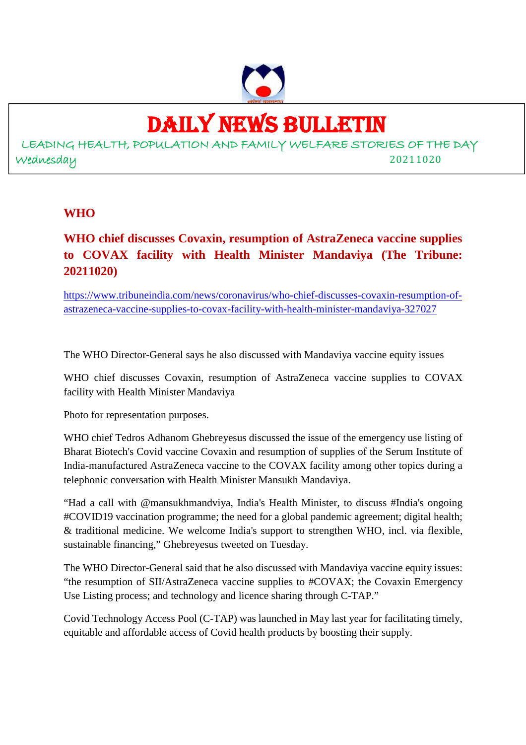# DAILY NEWS BULLETIN

LEADING HEALTH, POPULATION AND FAMILY WELFARE STORIES OF THE DAY

Wednesday 20211020

## WHO

### WHO chief discusses Covaxin, resumption of AstraZeneca vaccine supplies to COVAX facility with Health Minister Mandaviya (The Tribune: 20211020)

https://www.tribuneindia.com/news/coronavirus/who-chief-discusses-covaxin-resumption-of-astrazeneca-vaccine-supplies-to-covax-facility-with-health-minister-mandaviya-327027

The WHO Director-General says he also discussed with Mandaviya vaccine equity issues

WHO chief discusses Covaxin, resumption of AstraZeneca vaccine supplies to COVAX facility with Health Minister Mandaviya

Photo for representation purposes.

WHO chief Tedros Adhanom Ghebreyesus discussed the issue of the emergency use listing of Bharat Biotech's Covid vaccine Covaxin and resumption of supplies of the Serum Institute of India-manufactured AstraZeneca vaccine to the COVAX facility among other topics during a telephonic conversation with Health Minister Mansukh Mandaviya.

"Had a call with @mansukhmandviya, India's Health Minister, to discuss #India's ongoing #COVID19 vaccination programme; the need for a global pandemic agreement; digital health; & traditional medicine. We welcome India's support to strengthen WHO, incl. via flexible, sustainable financing," Ghebreyesus tweeted on Tuesday.

The WHO Director-General said that he also discussed with Mandaviya vaccine equity issues: "the resumption of SII/AstraZeneca vaccine supplies to #COVAX; the Covaxin Emergency Use Listing process; and technology and licence sharing through C-TAP."

Covid Technology Access Pool (C-TAP) was launched in May last year for facilitating timely, equitable and affordable access of Covid health products by boosting their supply.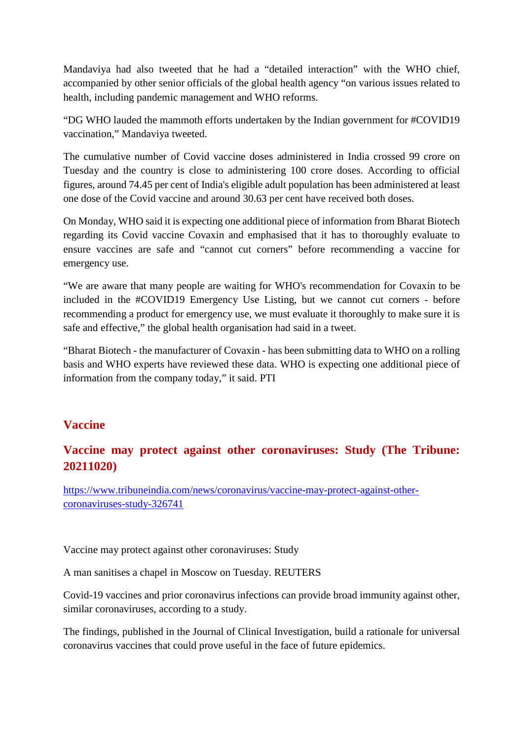Mandaviya had also tweeted that he had a "detailed interaction" with the WHO chief, accompanied by other senior officials of the global health agency "on various issues related to health, including pandemic management and WHO reforms.

"DG WHO lauded the mammoth efforts undertaken by the Indian government for #COVID19 vaccination," Mandaviya tweeted.

The cumulative number of Covid vaccine doses administered in India crossed 99 crore on Tuesday and the country is close to administering 100 crore doses. According to official figures, around 74.45 per cent of India's eligible adult population has been administered at least one dose of the Covid vaccine and around 30.63 per cent have received both doses.

On Monday, WHO said it is expecting one additional piece of information from Bharat Biotech regarding its Covid vaccine Covaxin and emphasised that it has to thoroughly evaluate to ensure vaccines are safe and "cannot cut corners" before recommending a vaccine for emergency use.

"We are aware that many people are waiting for WHO's recommendation for Covaxin to be included in the #COVID19 Emergency Use Listing, but we cannot cut corners - before recommending a product for emergency use, we must evaluate it thoroughly to make sure it is safe and effective," the global health organisation had said in a tweet.

"Bharat Biotech - the manufacturer of Covaxin - has been submitting data to WHO on a rolling basis and WHO experts have reviewed these data. WHO is expecting one additional piece of information from the company today," it said. PTI

## Vaccine

## Vaccine may protect against other coronaviruses: Study (The Tribune: 20211020)

[https://www.tribuneindia.com/news/coronavirus/vaccine-may-protect-against-other-coronaviruses-study-326741](https://www.tribuneindia.com/news/coronavirus/vaccine-may-protect-against-other-coronaviruses-study-326741)

Vaccine may protect against other coronaviruses: Study

A man sanitises a chapel in Moscow on Tuesday. REUTERS

Covid-19 vaccines and prior coronavirus infections can provide broad immunity against other, similar coronaviruses, according to a study.

The findings, published in the Journal of Clinical Investigation, build a rationale for universal coronavirus vaccines that could prove useful in the face of future epidemics.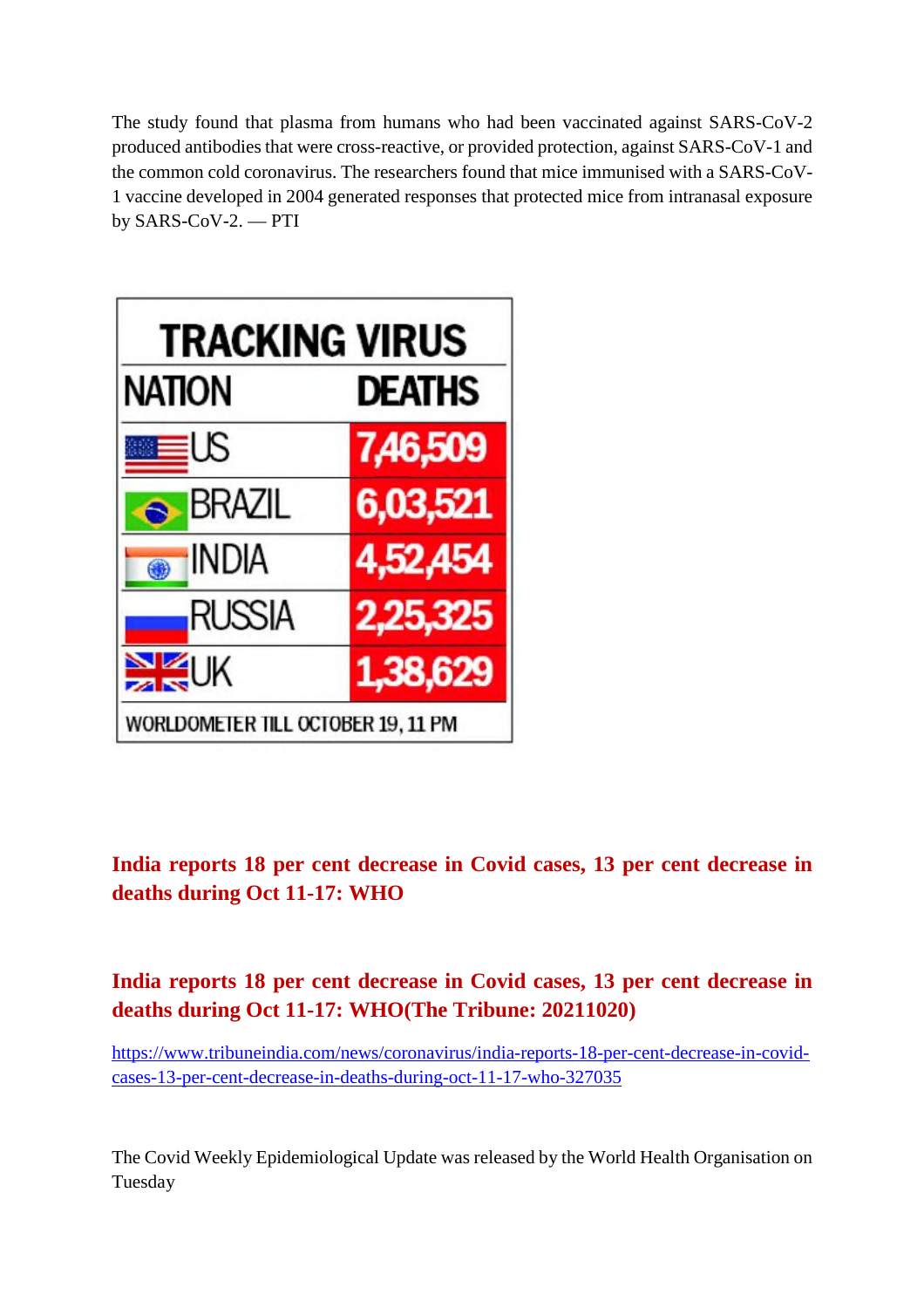The study found that plasma from humans who had been vaccinated against SARS-CoV-2 produced antibodies that were cross-reactive, or provided protection, against SARS-CoV-1 and the common cold coronavirus. The researchers found that mice immunised with a SARS-CoV-1 vaccine developed in 2004 generated responses that protected mice from intranasal exposure by SARS-CoV-2. — PTI

**TRACKING VIRUS**

| NATION | DEATHS |
|---|---|
| US | 7,46,509 |
| BRAZIL | 6,03,521 |
| INDIA | 4,52,454 |
| RUSSIA | 2,25,325 |
| UK | 1,38,629 |

WORLDOMETER TILL OCTOBER 19, 11 PM

## India reports 18 per cent decrease in Covid cases, 13 per cent decrease in deaths during Oct 11-17: WHO

## India reports 18 per cent decrease in Covid cases, 13 per cent decrease in deaths during Oct 11-17: WHO(The Tribune: 20211020)

https://www.tribuneindia.com/news/coronavirus/india-reports-18-per-cent-decrease-in-covid-cases-13-per-cent-decrease-in-deaths-during-oct-11-17-who-327035

The Covid Weekly Epidemiological Update was released by the World Health Organisation on Tuesday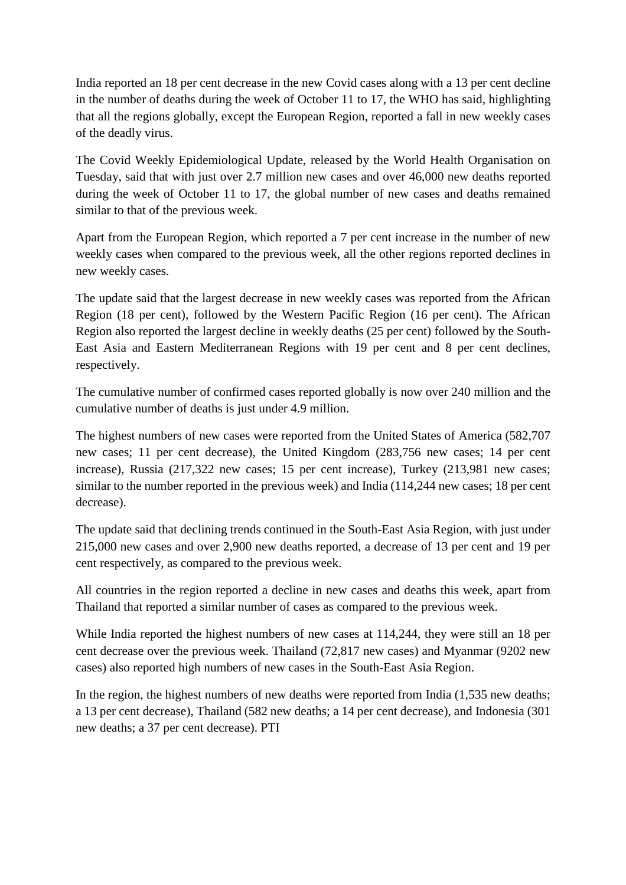India reported an 18 per cent decrease in the new Covid cases along with a 13 per cent decline in the number of deaths during the week of October 11 to 17, the WHO has said, highlighting that all the regions globally, except the European Region, reported a fall in new weekly cases of the deadly virus.

The Covid Weekly Epidemiological Update, released by the World Health Organisation on Tuesday, said that with just over 2.7 million new cases and over 46,000 new deaths reported during the week of October 11 to 17, the global number of new cases and deaths remained similar to that of the previous week.

Apart from the European Region, which reported a 7 per cent increase in the number of new weekly cases when compared to the previous week, all the other regions reported declines in new weekly cases.

The update said that the largest decrease in new weekly cases was reported from the African Region (18 per cent), followed by the Western Pacific Region (16 per cent). The African Region also reported the largest decline in weekly deaths (25 per cent) followed by the South-East Asia and Eastern Mediterranean Regions with 19 per cent and 8 per cent declines, respectively.

The cumulative number of confirmed cases reported globally is now over 240 million and the cumulative number of deaths is just under 4.9 million.

The highest numbers of new cases were reported from the United States of America (582,707 new cases; 11 per cent decrease), the United Kingdom (283,756 new cases; 14 per cent increase), Russia (217,322 new cases; 15 per cent increase), Turkey (213,981 new cases; similar to the number reported in the previous week) and India (114,244 new cases; 18 per cent decrease).

The update said that declining trends continued in the South-East Asia Region, with just under 215,000 new cases and over 2,900 new deaths reported, a decrease of 13 per cent and 19 per cent respectively, as compared to the previous week.

All countries in the region reported a decline in new cases and deaths this week, apart from Thailand that reported a similar number of cases as compared to the previous week.

While India reported the highest numbers of new cases at 114,244, they were still an 18 per cent decrease over the previous week. Thailand (72,817 new cases) and Myanmar (9202 new cases) also reported high numbers of new cases in the South-East Asia Region.

In the region, the highest numbers of new deaths were reported from India (1,535 new deaths; a 13 per cent decrease), Thailand (582 new deaths; a 14 per cent decrease), and Indonesia (301 new deaths; a 37 per cent decrease). PTI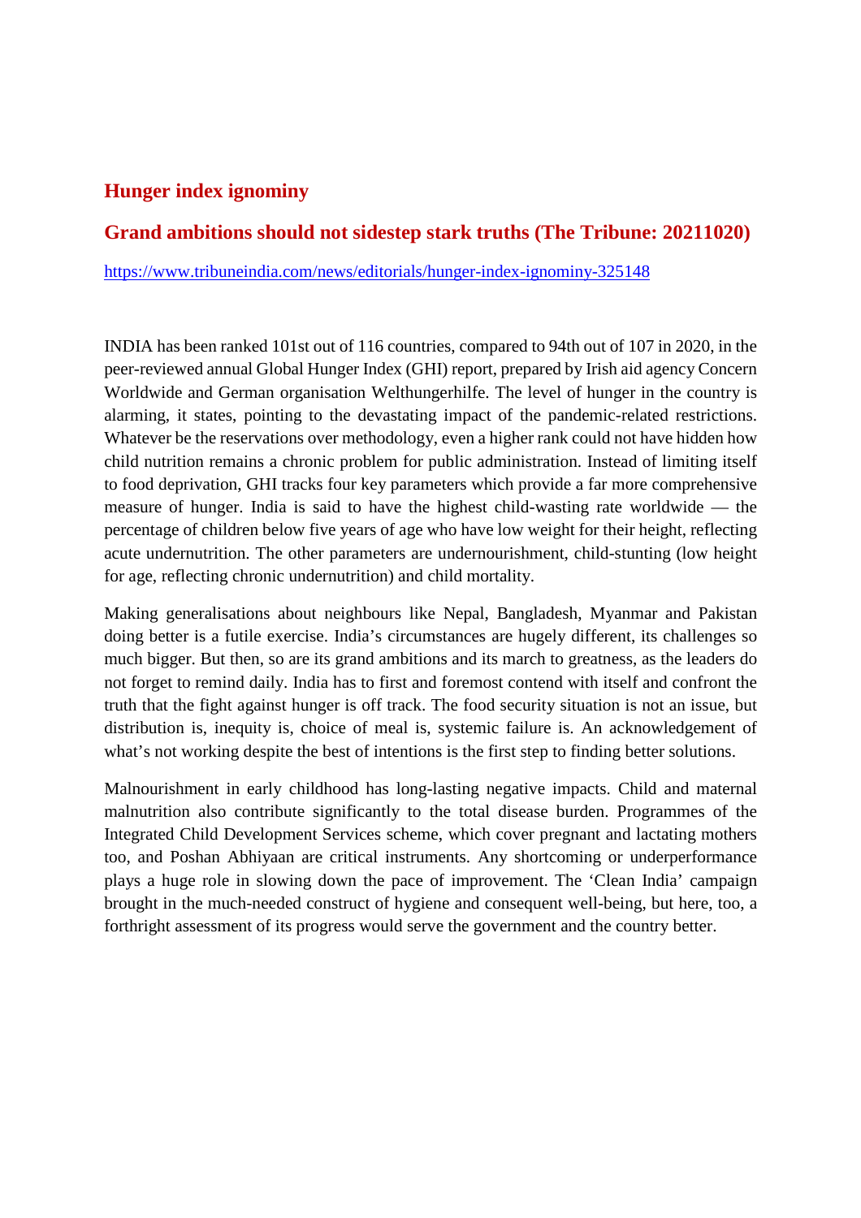## Hunger index ignominy

## Grand ambitions should not sidestep stark truths (The Tribune: 20211020)

https://www.tribuneindia.com/news/editorials/hunger-index-ignominy-325148

INDIA has been ranked 101st out of 116 countries, compared to 94th out of 107 in 2020, in the peer-reviewed annual Global Hunger Index (GHI) report, prepared by Irish aid agency Concern Worldwide and German organisation Welthungerhilfe. The level of hunger in the country is alarming, it states, pointing to the devastating impact of the pandemic-related restrictions. Whatever be the reservations over methodology, even a higher rank could not have hidden how child nutrition remains a chronic problem for public administration. Instead of limiting itself to food deprivation, GHI tracks four key parameters which provide a far more comprehensive measure of hunger. India is said to have the highest child-wasting rate worldwide — the percentage of children below five years of age who have low weight for their height, reflecting acute undernutrition. The other parameters are undernourishment, child-stunting (low height for age, reflecting chronic undernutrition) and child mortality.

Making generalisations about neighbours like Nepal, Bangladesh, Myanmar and Pakistan doing better is a futile exercise. India's circumstances are hugely different, its challenges so much bigger. But then, so are its grand ambitions and its march to greatness, as the leaders do not forget to remind daily. India has to first and foremost contend with itself and confront the truth that the fight against hunger is off track. The food security situation is not an issue, but distribution is, inequity is, choice of meal is, systemic failure is. An acknowledgement of what's not working despite the best of intentions is the first step to finding better solutions.

Malnourishment in early childhood has long-lasting negative impacts. Child and maternal malnutrition also contribute significantly to the total disease burden. Programmes of the Integrated Child Development Services scheme, which cover pregnant and lactating mothers too, and Poshan Abhiyaan are critical instruments. Any shortcoming or underperformance plays a huge role in slowing down the pace of improvement. The 'Clean India' campaign brought in the much-needed construct of hygiene and consequent well-being, but here, too, a forthright assessment of its progress would serve the government and the country better.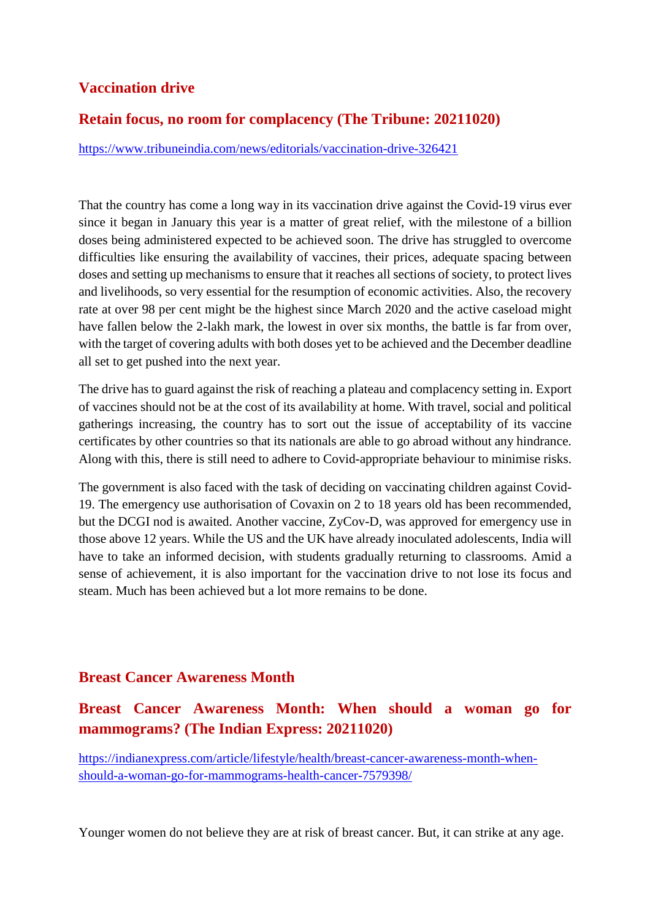## Vaccination drive

## Retain focus, no room for complacency (The Tribune: 20211020)

https://www.tribuneindia.com/news/editorials/vaccination-drive-326421

That the country has come a long way in its vaccination drive against the Covid-19 virus ever since it began in January this year is a matter of great relief, with the milestone of a billion doses being administered expected to be achieved soon. The drive has struggled to overcome difficulties like ensuring the availability of vaccines, their prices, adequate spacing between doses and setting up mechanisms to ensure that it reaches all sections of society, to protect lives and livelihoods, so very essential for the resumption of economic activities. Also, the recovery rate at over 98 per cent might be the highest since March 2020 and the active caseload might have fallen below the 2-lakh mark, the lowest in over six months, the battle is far from over, with the target of covering adults with both doses yet to be achieved and the December deadline all set to get pushed into the next year.

The drive has to guard against the risk of reaching a plateau and complacency setting in. Export of vaccines should not be at the cost of its availability at home. With travel, social and political gatherings increasing, the country has to sort out the issue of acceptability of its vaccine certificates by other countries so that its nationals are able to go abroad without any hindrance. Along with this, there is still need to adhere to Covid-appropriate behaviour to minimise risks.

The government is also faced with the task of deciding on vaccinating children against Covid-19. The emergency use authorisation of Covaxin on 2 to 18 years old has been recommended, but the DCGI nod is awaited. Another vaccine, ZyCov-D, was approved for emergency use in those above 12 years. While the US and the UK have already inoculated adolescents, India will have to take an informed decision, with students gradually returning to classrooms. Amid a sense of achievement, it is also important for the vaccination drive to not lose its focus and steam. Much has been achieved but a lot more remains to be done.

## Breast Cancer Awareness Month

## Breast Cancer Awareness Month: When should a woman go for mammograms? (The Indian Express: 20211020)

https://indianexpress.com/article/lifestyle/health/breast-cancer-awareness-month-when-should-a-woman-go-for-mammograms-health-cancer-7579398/

Younger women do not believe they are at risk of breast cancer. But, it can strike at any age.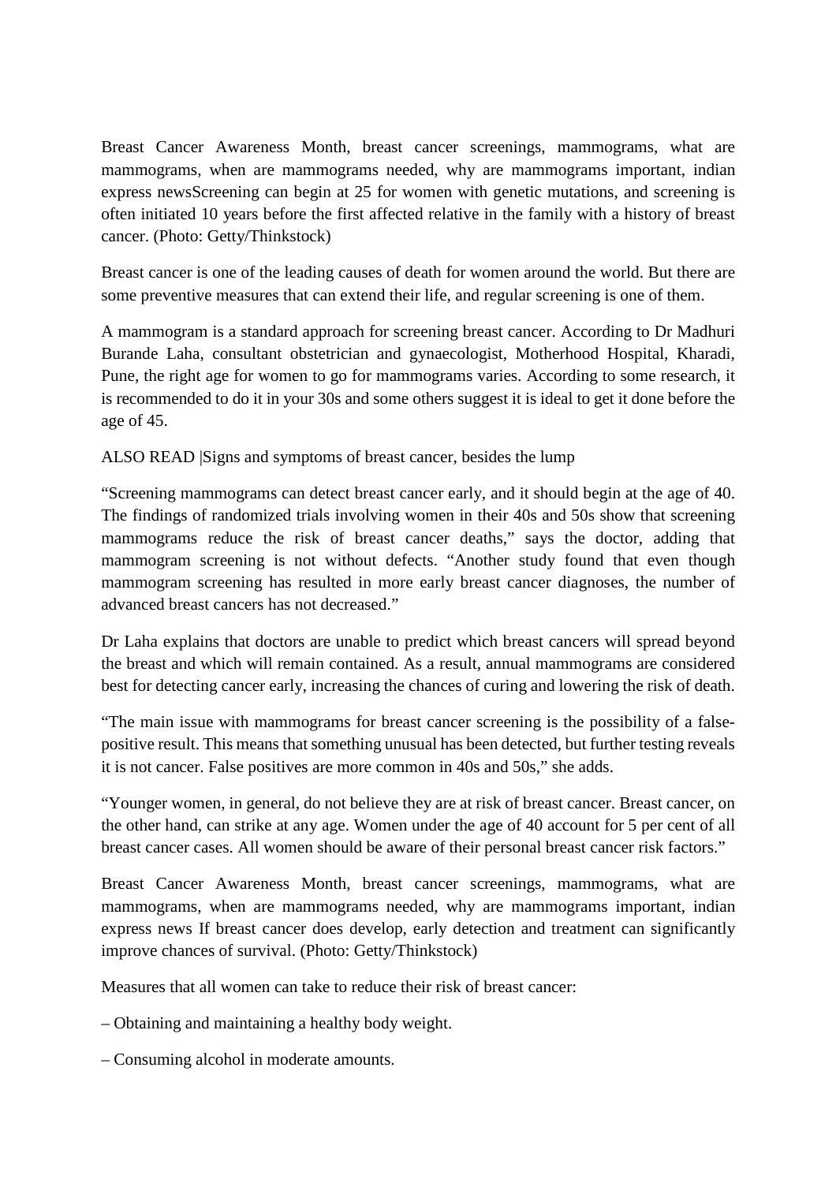Breast Cancer Awareness Month, breast cancer screenings, mammograms, what are mammograms, when are mammograms needed, why are mammograms important, indian express newsScreening can begin at 25 for women with genetic mutations, and screening is often initiated 10 years before the first affected relative in the family with a history of breast cancer. (Photo: Getty/Thinkstock)

Breast cancer is one of the leading causes of death for women around the world. But there are some preventive measures that can extend their life, and regular screening is one of them.

A mammogram is a standard approach for screening breast cancer. According to Dr Madhuri Burande Laha, consultant obstetrician and gynaecologist, Motherhood Hospital, Kharadi, Pune, the right age for women to go for mammograms varies. According to some research, it is recommended to do it in your 30s and some others suggest it is ideal to get it done before the age of 45.

ALSO READ |Signs and symptoms of breast cancer, besides the lump

"Screening mammograms can detect breast cancer early, and it should begin at the age of 40. The findings of randomized trials involving women in their 40s and 50s show that screening mammograms reduce the risk of breast cancer deaths," says the doctor, adding that mammogram screening is not without defects. "Another study found that even though mammogram screening has resulted in more early breast cancer diagnoses, the number of advanced breast cancers has not decreased."

Dr Laha explains that doctors are unable to predict which breast cancers will spread beyond the breast and which will remain contained. As a result, annual mammograms are considered best for detecting cancer early, increasing the chances of curing and lowering the risk of death.

"The main issue with mammograms for breast cancer screening is the possibility of a false-positive result. This means that something unusual has been detected, but further testing reveals it is not cancer. False positives are more common in 40s and 50s," she adds.

"Younger women, in general, do not believe they are at risk of breast cancer. Breast cancer, on the other hand, can strike at any age. Women under the age of 40 account for 5 per cent of all breast cancer cases. All women should be aware of their personal breast cancer risk factors."

Breast Cancer Awareness Month, breast cancer screenings, mammograms, what are mammograms, when are mammograms needed, why are mammograms important, indian express news If breast cancer does develop, early detection and treatment can significantly improve chances of survival. (Photo: Getty/Thinkstock)

Measures that all women can take to reduce their risk of breast cancer:

– Obtaining and maintaining a healthy body weight.

– Consuming alcohol in moderate amounts.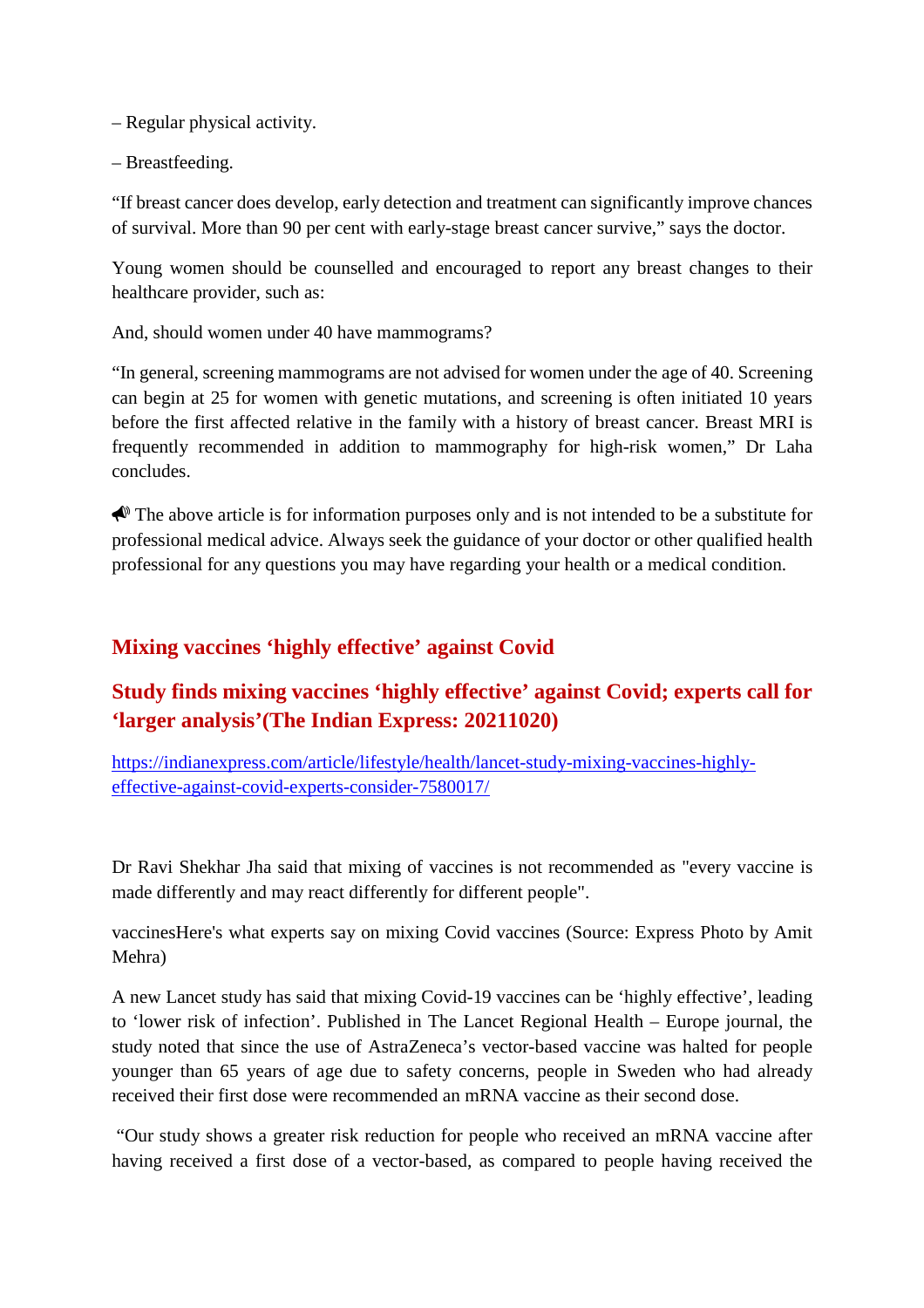– Regular physical activity.

– Breastfeeding.

“If breast cancer does develop, early detection and treatment can significantly improve chances of survival. More than 90 per cent with early-stage breast cancer survive,” says the doctor.

Young women should be counselled and encouraged to report any breast changes to their healthcare provider, such as:

And, should women under 40 have mammograms?

“In general, screening mammograms are not advised for women under the age of 40. Screening can begin at 25 for women with genetic mutations, and screening is often initiated 10 years before the first affected relative in the family with a history of breast cancer. Breast MRI is frequently recommended in addition to mammography for high-risk women,” Dr Laha concludes.

📣 The above article is for information purposes only and is not intended to be a substitute for professional medical advice. Always seek the guidance of your doctor or other qualified health professional for any questions you may have regarding your health or a medical condition.

## Mixing vaccines ‘highly effective’ against Covid

## Study finds mixing vaccines ‘highly effective’ against Covid; experts call for ‘larger analysis’(The Indian Express: 20211020)

https://indianexpress.com/article/lifestyle/health/lancet-study-mixing-vaccines-highly-effective-against-covid-experts-consider-7580017/

Dr Ravi Shekhar Jha said that mixing of vaccines is not recommended as "every vaccine is made differently and may react differently for different people".

vaccinesHere's what experts say on mixing Covid vaccines (Source: Express Photo by Amit Mehra)

A new Lancet study has said that mixing Covid-19 vaccines can be ‘highly effective’, leading to ‘lower risk of infection’. Published in The Lancet Regional Health – Europe journal, the study noted that since the use of AstraZeneca’s vector-based vaccine was halted for people younger than 65 years of age due to safety concerns, people in Sweden who had already received their first dose were recommended an mRNA vaccine as their second dose.

“Our study shows a greater risk reduction for people who received an mRNA vaccine after having received a first dose of a vector-based, as compared to people having received the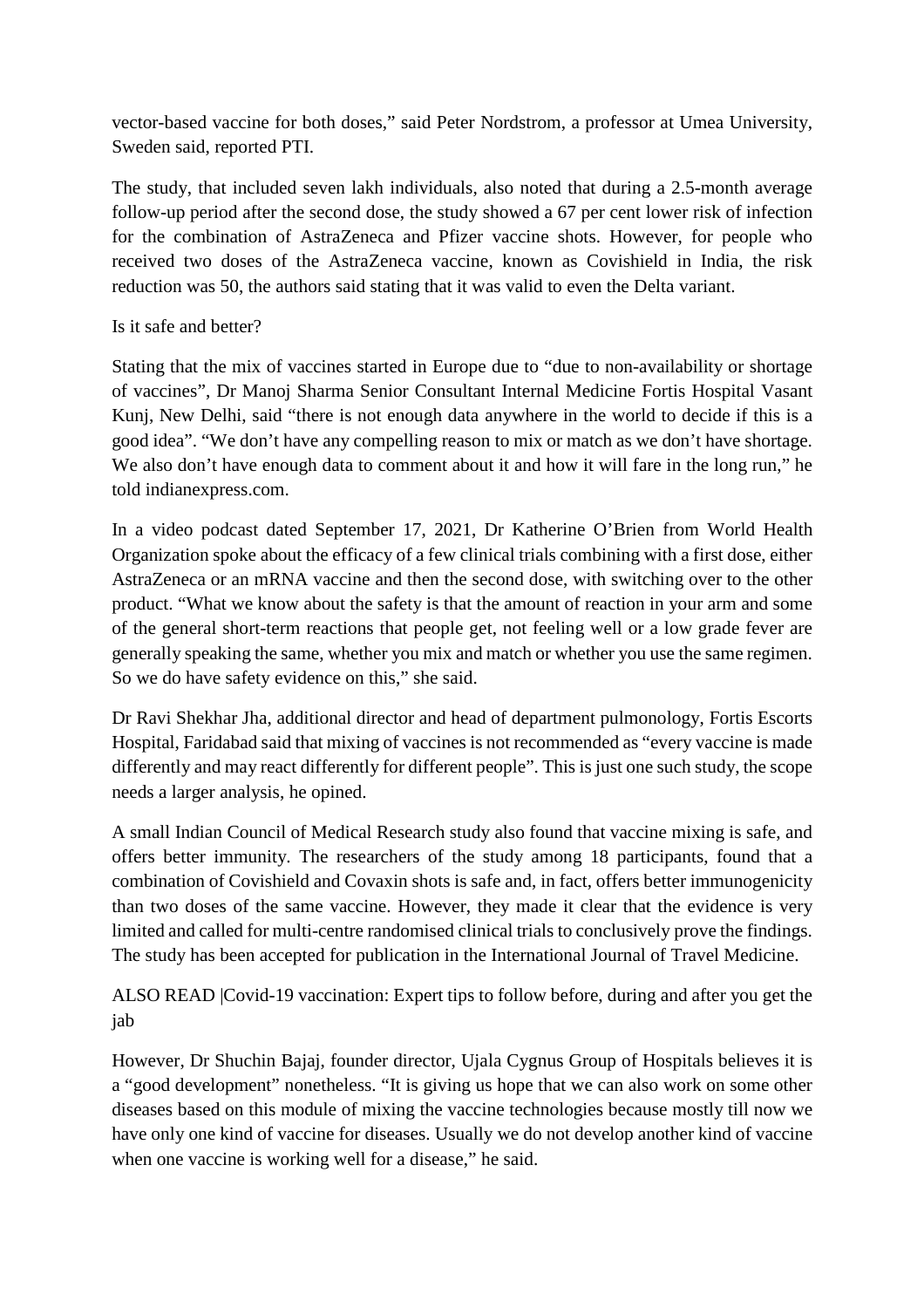vector-based vaccine for both doses," said Peter Nordstrom, a professor at Umea University, Sweden said, reported PTI.

The study, that included seven lakh individuals, also noted that during a 2.5-month average follow-up period after the second dose, the study showed a 67 per cent lower risk of infection for the combination of AstraZeneca and Pfizer vaccine shots. However, for people who received two doses of the AstraZeneca vaccine, known as Covishield in India, the risk reduction was 50, the authors said stating that it was valid to even the Delta variant.

Is it safe and better?

Stating that the mix of vaccines started in Europe due to "due to non-availability or shortage of vaccines", Dr Manoj Sharma Senior Consultant Internal Medicine Fortis Hospital Vasant Kunj, New Delhi, said "there is not enough data anywhere in the world to decide if this is a good idea". "We don't have any compelling reason to mix or match as we don't have shortage. We also don't have enough data to comment about it and how it will fare in the long run," he told indianexpress.com.

In a video podcast dated September 17, 2021, Dr Katherine O'Brien from World Health Organization spoke about the efficacy of a few clinical trials combining with a first dose, either AstraZeneca or an mRNA vaccine and then the second dose, with switching over to the other product. "What we know about the safety is that the amount of reaction in your arm and some of the general short-term reactions that people get, not feeling well or a low grade fever are generally speaking the same, whether you mix and match or whether you use the same regimen. So we do have safety evidence on this," she said.

Dr Ravi Shekhar Jha, additional director and head of department pulmonology, Fortis Escorts Hospital, Faridabad said that mixing of vaccines is not recommended as "every vaccine is made differently and may react differently for different people". This is just one such study, the scope needs a larger analysis, he opined.

A small Indian Council of Medical Research study also found that vaccine mixing is safe, and offers better immunity. The researchers of the study among 18 participants, found that a combination of Covishield and Covaxin shots is safe and, in fact, offers better immunogenicity than two doses of the same vaccine. However, they made it clear that the evidence is very limited and called for multi-centre randomised clinical trials to conclusively prove the findings. The study has been accepted for publication in the International Journal of Travel Medicine.

ALSO READ |Covid-19 vaccination: Expert tips to follow before, during and after you get the jab

However, Dr Shuchin Bajaj, founder director, Ujala Cygnus Group of Hospitals believes it is a "good development" nonetheless. "It is giving us hope that we can also work on some other diseases based on this module of mixing the vaccine technologies because mostly till now we have only one kind of vaccine for diseases. Usually we do not develop another kind of vaccine when one vaccine is working well for a disease," he said.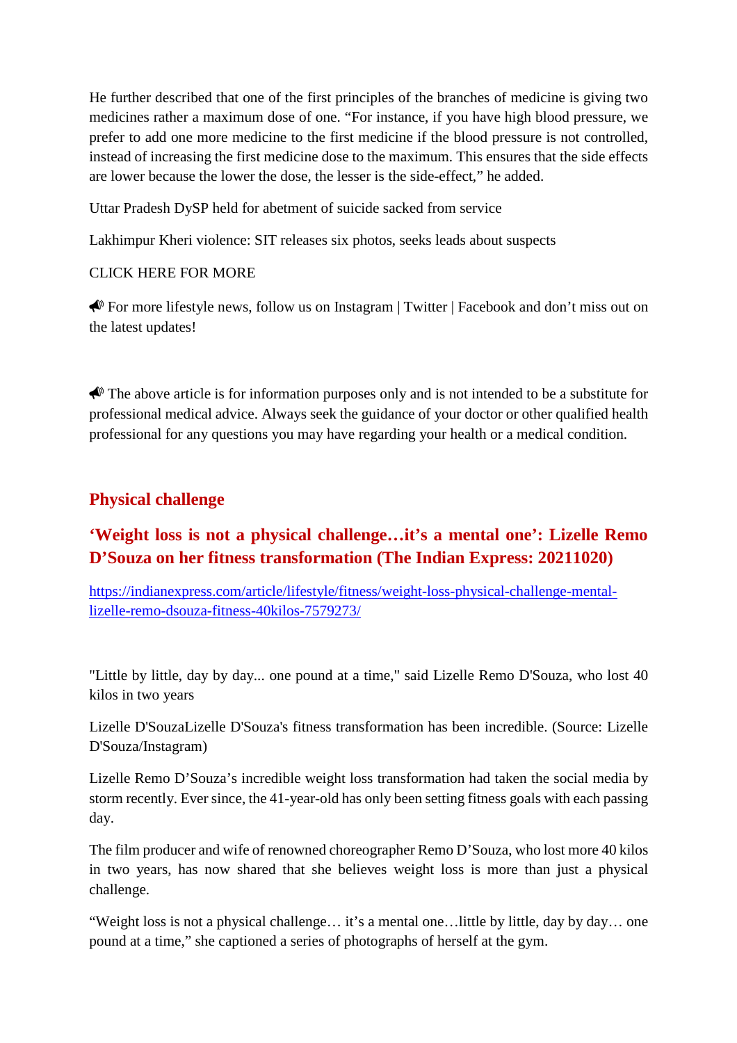He further described that one of the first principles of the branches of medicine is giving two medicines rather a maximum dose of one. “For instance, if you have high blood pressure, we prefer to add one more medicine to the first medicine if the blood pressure is not controlled, instead of increasing the first medicine dose to the maximum. This ensures that the side effects are lower because the lower the dose, the lesser is the side-effect,” he added.

Uttar Pradesh DySP held for abetment of suicide sacked from service

Lakhimpur Kheri violence: SIT releases six photos, seeks leads about suspects

CLICK HERE FOR MORE

📣 For more lifestyle news, follow us on Instagram | Twitter | Facebook and don’t miss out on the latest updates!

📣 The above article is for information purposes only and is not intended to be a substitute for professional medical advice. Always seek the guidance of your doctor or other qualified health professional for any questions you may have regarding your health or a medical condition.

## Physical challenge

## ‘Weight loss is not a physical challenge…it’s a mental one’: Lizelle Remo D’Souza on her fitness transformation (The Indian Express: 20211020)

https://indianexpress.com/article/lifestyle/fitness/weight-loss-physical-challenge-mental-lizelle-remo-dsouza-fitness-40kilos-7579273/

"Little by little, day by day... one pound at a time," said Lizelle Remo D'Souza, who lost 40 kilos in two years

Lizelle D'SouzaLizelle D'Souza's fitness transformation has been incredible. (Source: Lizelle D'Souza/Instagram)

Lizelle Remo D’Souza’s incredible weight loss transformation had taken the social media by storm recently. Ever since, the 41-year-old has only been setting fitness goals with each passing day.

The film producer and wife of renowned choreographer Remo D’Souza, who lost more 40 kilos in two years, has now shared that she believes weight loss is more than just a physical challenge.

“Weight loss is not a physical challenge… it’s a mental one…little by little, day by day… one pound at a time,” she captioned a series of photographs of herself at the gym.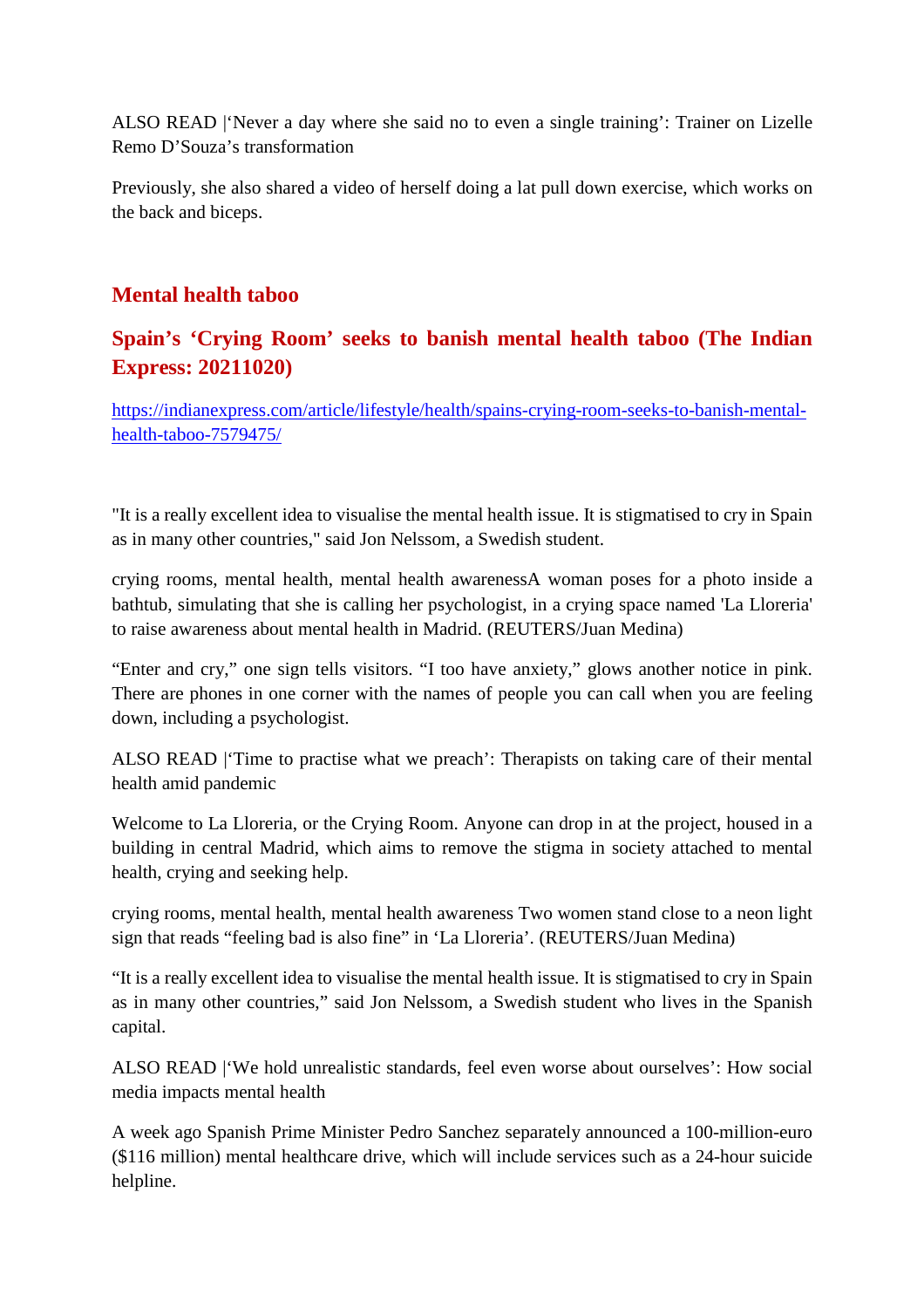ALSO READ |'Never a day where she said no to even a single training': Trainer on Lizelle Remo D'Souza's transformation

Previously, she also shared a video of herself doing a lat pull down exercise, which works on the back and biceps.

## Mental health taboo

## Spain's 'Crying Room' seeks to banish mental health taboo (The Indian Express: 20211020)

https://indianexpress.com/article/lifestyle/health/spains-crying-room-seeks-to-banish-mental-health-taboo-7579475/

"It is a really excellent idea to visualise the mental health issue. It is stigmatised to cry in Spain as in many other countries," said Jon Nelssom, a Swedish student.

crying rooms, mental health, mental health awarenessA woman poses for a photo inside a bathtub, simulating that she is calling her psychologist, in a crying space named 'La Lloreria' to raise awareness about mental health in Madrid. (REUTERS/Juan Medina)

"Enter and cry," one sign tells visitors. "I too have anxiety," glows another notice in pink. There are phones in one corner with the names of people you can call when you are feeling down, including a psychologist.

ALSO READ |'Time to practise what we preach': Therapists on taking care of their mental health amid pandemic

Welcome to La Lloreria, or the Crying Room. Anyone can drop in at the project, housed in a building in central Madrid, which aims to remove the stigma in society attached to mental health, crying and seeking help.

crying rooms, mental health, mental health awareness Two women stand close to a neon light sign that reads "feeling bad is also fine" in 'La Lloreria'. (REUTERS/Juan Medina)

"It is a really excellent idea to visualise the mental health issue. It is stigmatised to cry in Spain as in many other countries," said Jon Nelssom, a Swedish student who lives in the Spanish capital.

ALSO READ |'We hold unrealistic standards, feel even worse about ourselves': How social media impacts mental health

A week ago Spanish Prime Minister Pedro Sanchez separately announced a 100-million-euro ($116 million) mental healthcare drive, which will include services such as a 24-hour suicide helpline.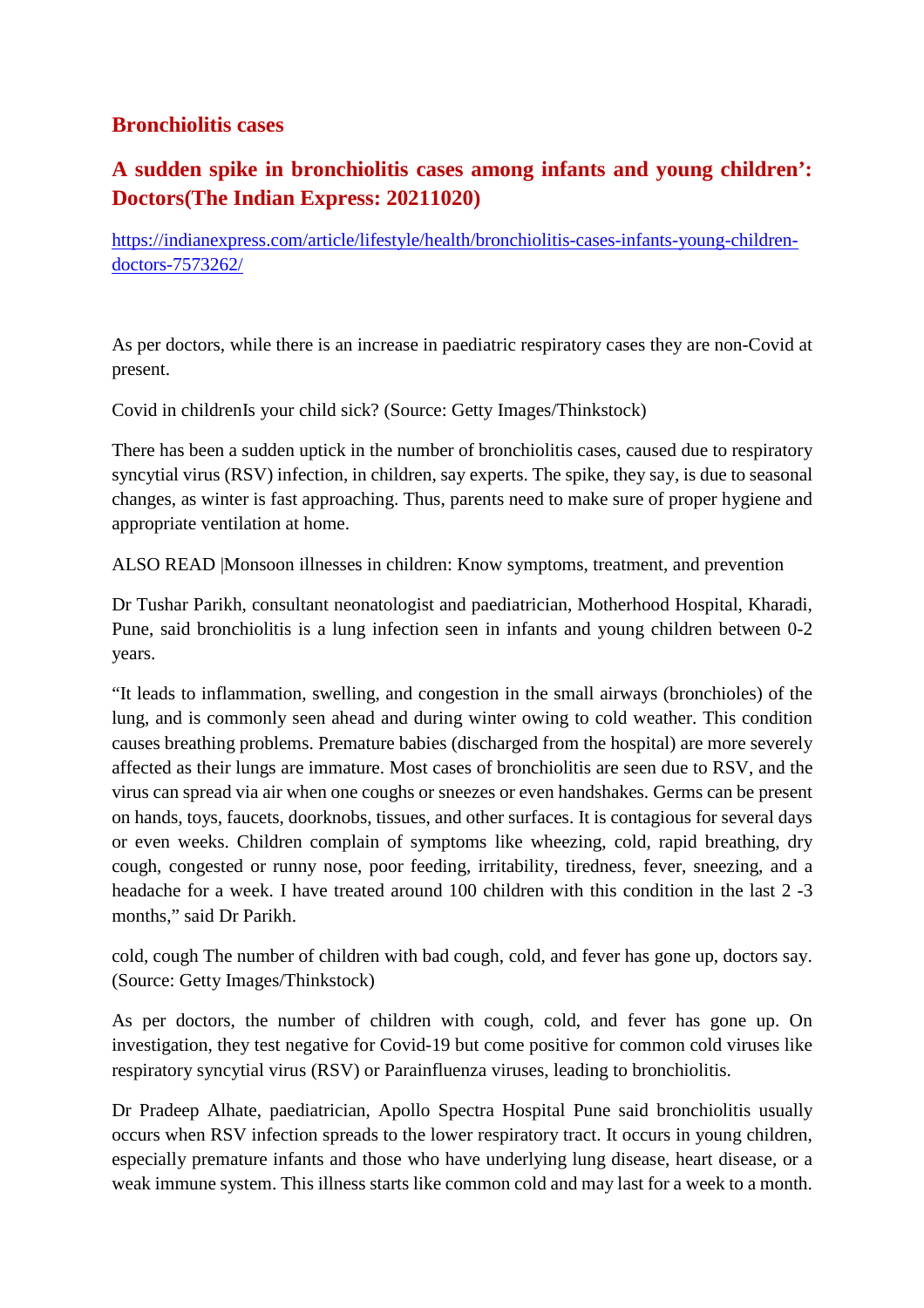## Bronchiolitis cases

## A sudden spike in bronchiolitis cases among infants and young children': Doctors(The Indian Express: 20211020)

[https://indianexpress.com/article/lifestyle/health/bronchiolitis-cases-infants-young-children-doctors-7573262/](https://indianexpress.com/article/lifestyle/health/bronchiolitis-cases-infants-young-children-doctors-7573262/)

As per doctors, while there is an increase in paediatric respiratory cases they are non-Covid at present.

Covid in childrenIs your child sick? (Source: Getty Images/Thinkstock)

There has been a sudden uptick in the number of bronchiolitis cases, caused due to respiratory syncytial virus (RSV) infection, in children, say experts. The spike, they say, is due to seasonal changes, as winter is fast approaching. Thus, parents need to make sure of proper hygiene and appropriate ventilation at home.

ALSO READ |Monsoon illnesses in children: Know symptoms, treatment, and prevention

Dr Tushar Parikh, consultant neonatologist and paediatrician, Motherhood Hospital, Kharadi, Pune, said bronchiolitis is a lung infection seen in infants and young children between 0-2 years.

"It leads to inflammation, swelling, and congestion in the small airways (bronchioles) of the lung, and is commonly seen ahead and during winter owing to cold weather. This condition causes breathing problems. Premature babies (discharged from the hospital) are more severely affected as their lungs are immature. Most cases of bronchiolitis are seen due to RSV, and the virus can spread via air when one coughs or sneezes or even handshakes. Germs can be present on hands, toys, faucets, doorknobs, tissues, and other surfaces. It is contagious for several days or even weeks. Children complain of symptoms like wheezing, cold, rapid breathing, dry cough, congested or runny nose, poor feeding, irritability, tiredness, fever, sneezing, and a headache for a week. I have treated around 100 children with this condition in the last 2 -3 months," said Dr Parikh.

cold, cough The number of children with bad cough, cold, and fever has gone up, doctors say. (Source: Getty Images/Thinkstock)

As per doctors, the number of children with cough, cold, and fever has gone up. On investigation, they test negative for Covid-19 but come positive for common cold viruses like respiratory syncytial virus (RSV) or Parainfluenza viruses, leading to bronchiolitis.

Dr Pradeep Alhate, paediatrician, Apollo Spectra Hospital Pune said bronchiolitis usually occurs when RSV infection spreads to the lower respiratory tract. It occurs in young children, especially premature infants and those who have underlying lung disease, heart disease, or a weak immune system. This illness starts like common cold and may last for a week to a month.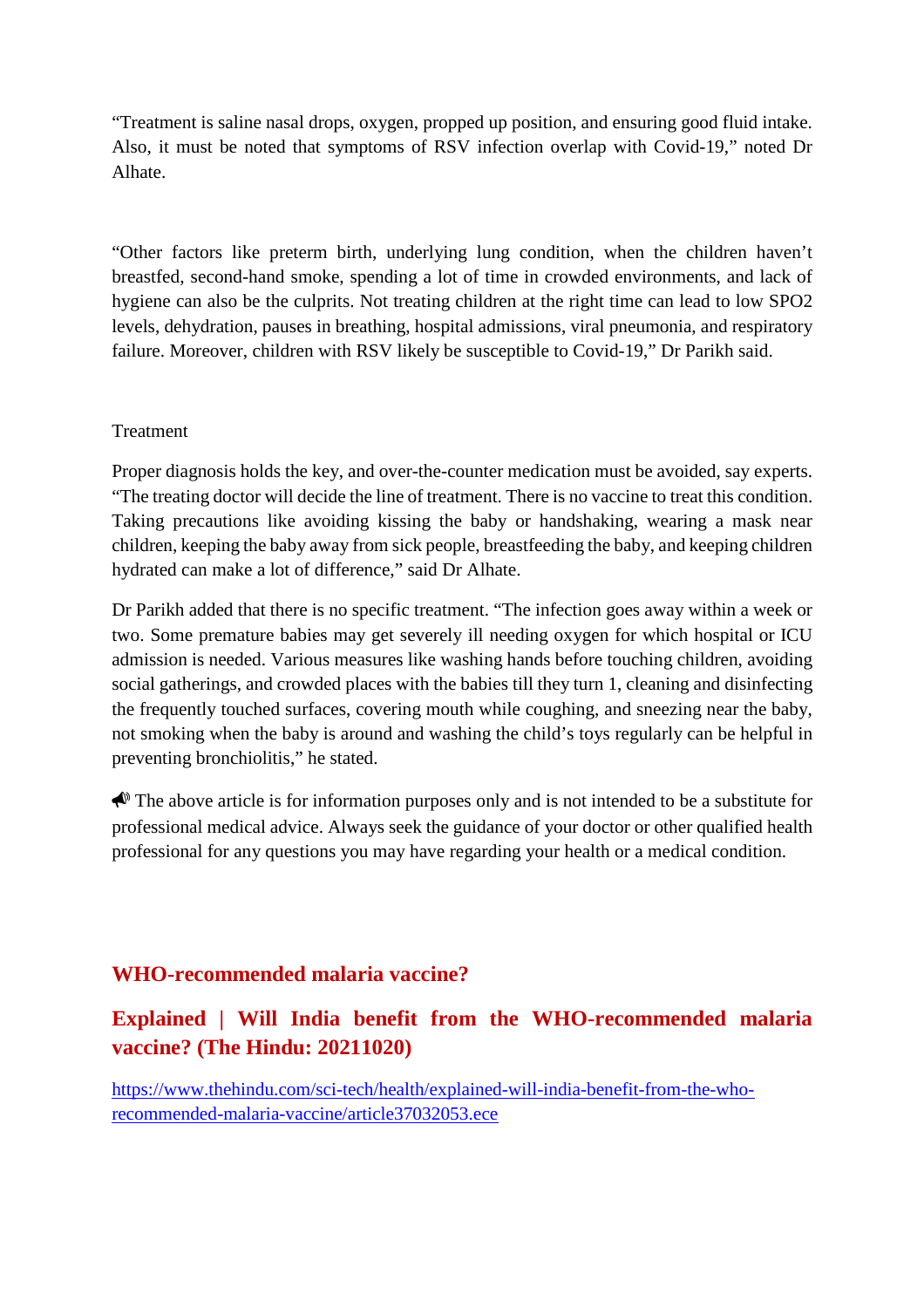"Treatment is saline nasal drops, oxygen, propped up position, and ensuring good fluid intake. Also, it must be noted that symptoms of RSV infection overlap with Covid-19," noted Dr Alhate.

"Other factors like preterm birth, underlying lung condition, when the children haven't breastfed, second-hand smoke, spending a lot of time in crowded environments, and lack of hygiene can also be the culprits. Not treating children at the right time can lead to low SPO2 levels, dehydration, pauses in breathing, hospital admissions, viral pneumonia, and respiratory failure. Moreover, children with RSV likely be susceptible to Covid-19," Dr Parikh said.

Treatment

Proper diagnosis holds the key, and over-the-counter medication must be avoided, say experts. "The treating doctor will decide the line of treatment. There is no vaccine to treat this condition. Taking precautions like avoiding kissing the baby or handshaking, wearing a mask near children, keeping the baby away from sick people, breastfeeding the baby, and keeping children hydrated can make a lot of difference," said Dr Alhate.

Dr Parikh added that there is no specific treatment. "The infection goes away within a week or two. Some premature babies may get severely ill needing oxygen for which hospital or ICU admission is needed. Various measures like washing hands before touching children, avoiding social gatherings, and crowded places with the babies till they turn 1, cleaning and disinfecting the frequently touched surfaces, covering mouth while coughing, and sneezing near the baby, not smoking when the baby is around and washing the child's toys regularly can be helpful in preventing bronchiolitis," he stated.

📢 The above article is for information purposes only and is not intended to be a substitute for professional medical advice. Always seek the guidance of your doctor or other qualified health professional for any questions you may have regarding your health or a medical condition.

## WHO-recommended malaria vaccine?

### Explained | Will India benefit from the WHO-recommended malaria vaccine? (The Hindu: 20211020)

https://www.thehindu.com/sci-tech/health/explained-will-india-benefit-from-the-who-recommended-malaria-vaccine/article37032053.ece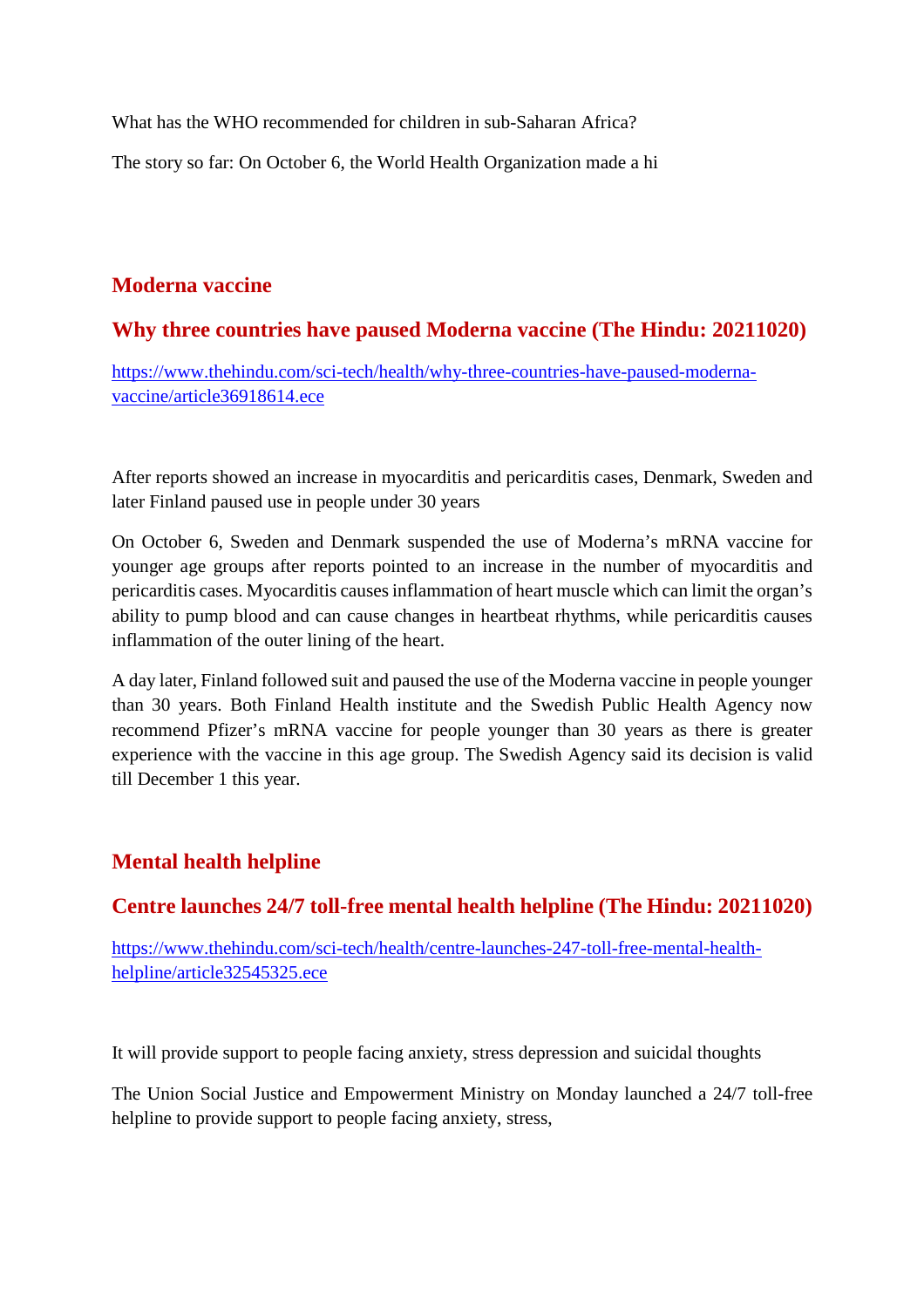What has the WHO recommended for children in sub-Saharan Africa?

The story so far: On October 6, the World Health Organization made a hi

## Moderna vaccine

### Why three countries have paused Moderna vaccine (The Hindu: 20211020)

https://www.thehindu.com/sci-tech/health/why-three-countries-have-paused-moderna-vaccine/article36918614.ece

After reports showed an increase in myocarditis and pericarditis cases, Denmark, Sweden and later Finland paused use in people under 30 years

On October 6, Sweden and Denmark suspended the use of Moderna's mRNA vaccine for younger age groups after reports pointed to an increase in the number of myocarditis and pericarditis cases. Myocarditis causes inflammation of heart muscle which can limit the organ's ability to pump blood and can cause changes in heartbeat rhythms, while pericarditis causes inflammation of the outer lining of the heart.

A day later, Finland followed suit and paused the use of the Moderna vaccine in people younger than 30 years. Both Finland Health institute and the Swedish Public Health Agency now recommend Pfizer's mRNA vaccine for people younger than 30 years as there is greater experience with the vaccine in this age group. The Swedish Agency said its decision is valid till December 1 this year.

## Mental health helpline

### Centre launches 24/7 toll-free mental health helpline (The Hindu: 20211020)

https://www.thehindu.com/sci-tech/health/centre-launches-247-toll-free-mental-health-helpline/article32545325.ece

It will provide support to people facing anxiety, stress depression and suicidal thoughts

The Union Social Justice and Empowerment Ministry on Monday launched a 24/7 toll-free helpline to provide support to people facing anxiety, stress,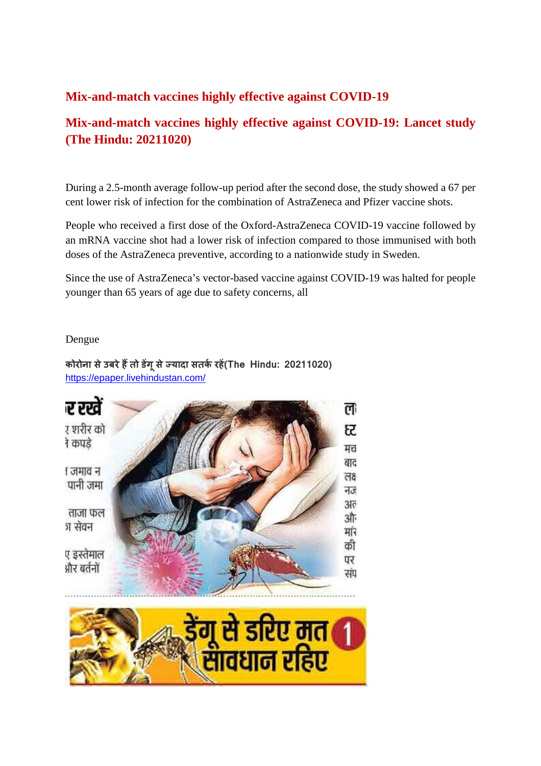## Mix-and-match vaccines highly effective against COVID-19

## Mix-and-match vaccines highly effective against COVID-19: Lancet study (The Hindu: 20211020)

During a 2.5-month average follow-up period after the second dose, the study showed a 67 per cent lower risk of infection for the combination of AstraZeneca and Pfizer vaccine shots.

People who received a first dose of the Oxford-AstraZeneca COVID-19 vaccine followed by an mRNA vaccine shot had a lower risk of infection compared to those immunised with both doses of the AstraZeneca preventive, according to a nationwide study in Sweden.

Since the use of AstraZeneca's vector-based vaccine against COVID-19 was halted for people younger than 65 years of age due to safety concerns, all

Dengue

**कोरोना से उबरे हैं तो डेंगू से ज्यादा सतर्क रहें(The Hindu: 20211020)**
https://epaper.livehindustan.com/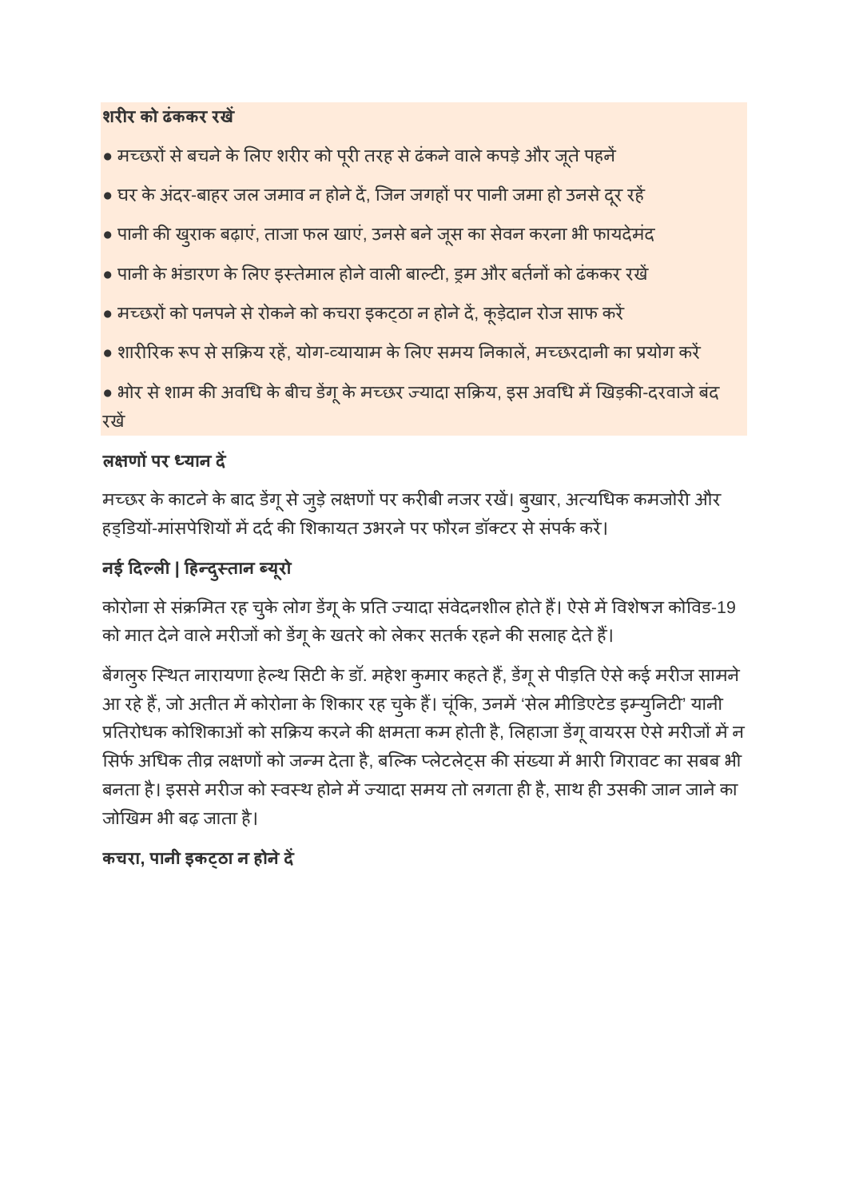**शरीर को ढंककर रखें**

- मच्छरों से बचने के लिए शरीर को पूरी तरह से ढंकने वाले कपड़े और जूते पहनें
- घर के अंदर-बाहर जल जमाव न होने दें, जिन जगहों पर पानी जमा हो उनसे दूर रहें
- पानी की खुराक बढ़ाएं, ताजा फल खाएं, उनसे बने जूस का सेवन करना भी फायदेमंद
- पानी के भंडारण के लिए इस्तेमाल होने वाली बाल्टी, ड्रम और बर्तनों को ढंककर रखें
- मच्छरों को पनपने से रोकने को कचरा इकट्ठा न होने दें, कूड़ेदान रोज साफ करें
- शारीरिक रूप से सक्रिय रहें, योग-व्यायाम के लिए समय निकालें, मच्छरदानी का प्रयोग करें
- भोर से शाम की अवधि के बीच डेंगू के मच्छर ज्यादा सक्रिय, इस अवधि में खिड़की-दरवाजे बंद रखें

**लक्षणों पर ध्यान दें**

मच्छर के काटने के बाद डेंगू से जुड़े लक्षणों पर करीबी नजर रखें। बुखार, अत्यधिक कमजोरी और हड्डियों-मांसपेशियों में दर्द की शिकायत उभरने पर फौरन डॉक्टर से संपर्क करें।

**नई दिल्ली | हिन्दुस्तान ब्यूरो**

कोरोना से संक्रमित रह चुके लोग डेंगू के प्रति ज्यादा संवेदनशील होते हैं। ऐसे में विशेषज्ञ कोविड-19 को मात देने वाले मरीजों को डेंगू के खतरे को लेकर सतर्क रहने की सलाह देते हैं।

बेंगलुरु स्थित नारायणा हेल्थ सिटी के डॉ. महेश कुमार कहते हैं, डेंगू से पीड़ति ऐसे कई मरीज सामने आ रहे हैं, जो अतीत में कोरोना के शिकार रह चुके हैं। चूंकि, उनमें 'सेल मीडिएटेड इम्युनिटी' यानी प्रतिरोधक कोशिकाओं को सक्रिय करने की क्षमता कम होती है, लिहाजा डेंगू वायरस ऐसे मरीजों में न सिर्फ अधिक तीव्र लक्षणों को जन्म देता है, बल्कि प्लेटलेट्स की संख्या में भारी गिरावट का सबब भी बनता है। इससे मरीज को स्वस्थ होने में ज्यादा समय तो लगता ही है, साथ ही उसकी जान जाने का जोखिम भी बढ़ जाता है।

**कचरा, पानी इकट्ठा न होने दें**